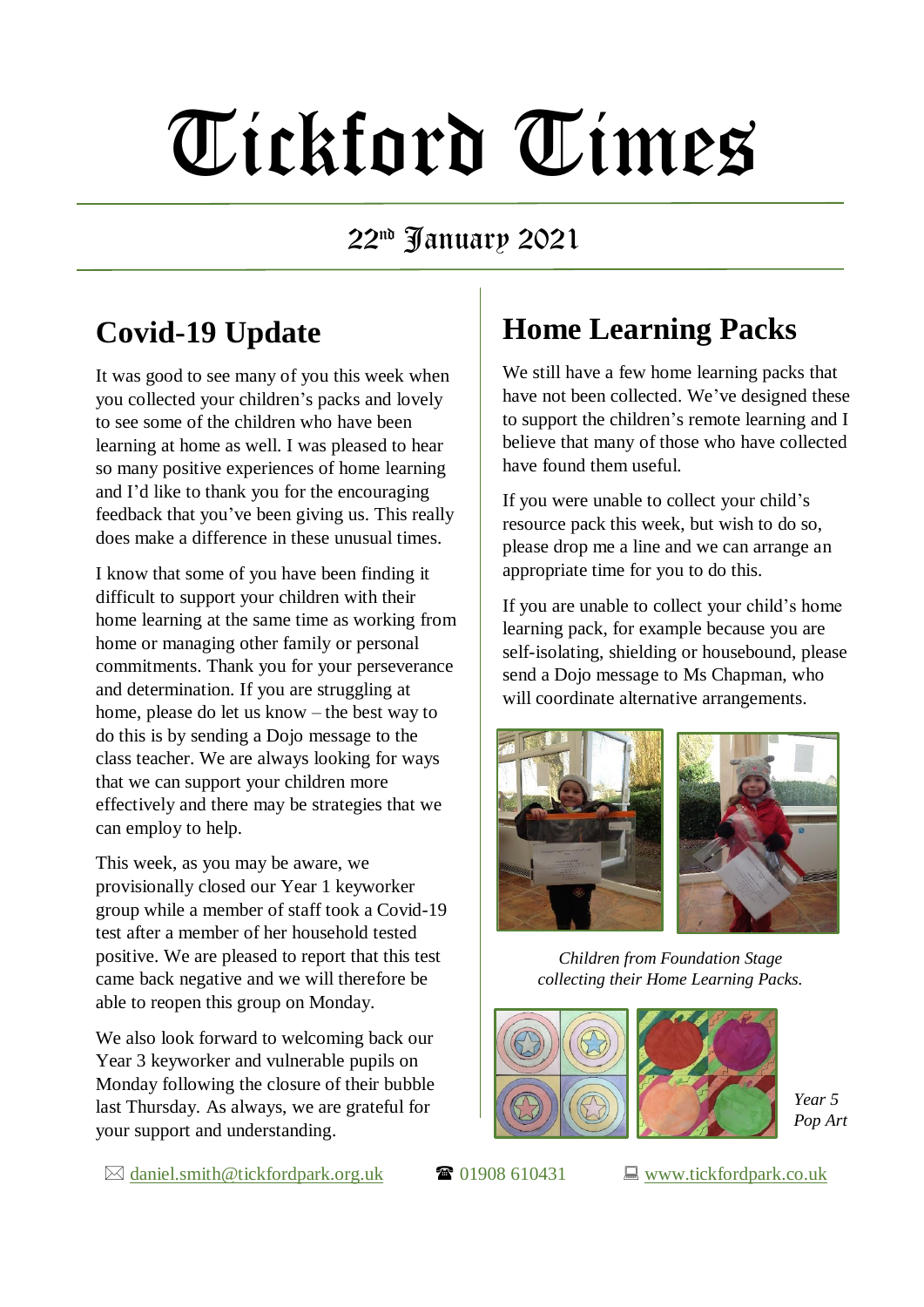# Tickford Times

## 22nd January 2021

## Covid-19 Update

It was good to see many of you this week when you collected your children's packs and lovely to see some of the children who have been learning at home as well. I was pleased to hear so many positive experiences of home learning and I'd like to thank you for the encouraging feedback that you've been giving us. This really does make a difference in these unusual times.

I know that some of you have been finding it difficult to support your children with their home learning at the same time as working from home or managing other family or personal commitments. Thank you for your perseverance and determination. If you are struggling at home, please do let us know – the best way to do this is by sending a Dojo message to the class teacher. We are always looking for ways that we can support your children more effectively and there may be strategies that we can employ to help.

This week, as you may be aware, we provisionally closed our Year 1 keyworker group while a member of staff took a Covid-19 test after a member of her household tested positive. We are pleased to report that this test came back negative and we will therefore be able to reopen this group on Monday.

We also look forward to welcoming back our Year 3 keyworker and vulnerable pupils on Monday following the closure of their bubble last Thursday. As always, we are grateful for your support and understanding.

## Home Learning Packs

We still have a few home learning packs that have not been collected. We've designed these to support the children's remote learning and I believe that many of those who have collected have found them useful.

If you were unable to collect your child's resource pack this week, but wish to do so, please drop me a line and we can arrange an appropriate time for you to do this.

If you are unable to collect your child's home learning pack, for example because you are self-isolating, shielding or housebound, please send a Dojo message to Ms Chapman, who will coordinate alternative arrangements.

*Children from Foundation Stage collecting their Home Learning Packs.*

*Year 5 Pop Art*

✉ daniel.smith@tickfordpark.org.uk ☎ 01908 610431 💻 www.tickfordpark.co.uk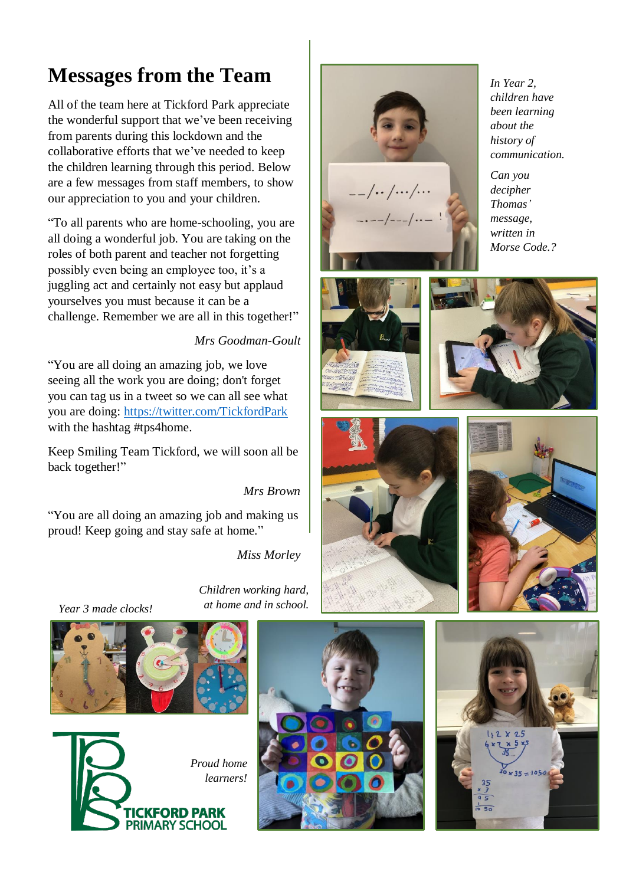# Messages from the Team

All of the team here at Tickford Park appreciate the wonderful support that we've been receiving from parents during this lockdown and the collaborative efforts that we've needed to keep the children learning through this period. Below are a few messages from staff members, to show our appreciation to you and your children.

"To all parents who are home-schooling, you are all doing a wonderful job. You are taking on the roles of both parent and teacher not forgetting possibly even being an employee too, it's a juggling act and certainly not easy but applaud yourselves you must because it can be a challenge. Remember we are all in this together!"

*Mrs Goodman-Goult*

"You are all doing an amazing job, we love seeing all the work you are doing; don't forget you can tag us in a tweet so we can all see what you are doing: [https://twitter.com/TickfordPark](https://twitter.com/TickfordPark) with the hashtag #tps4home.

Keep Smiling Team Tickford, we will soon all be back together!"

*Mrs Brown*

"You are all doing an amazing job and making us proud! Keep going and stay safe at home."

*Miss Morley*

*In Year 2, children have been learning about the history of communication.*

*Can you decipher Thomas' message, written in Morse Code.?*

*Children working hard, at home and in school.*

*Year 3 made clocks!*

*Proud home learners!*

TICKFORD PARK PRIMARY SCHOOL